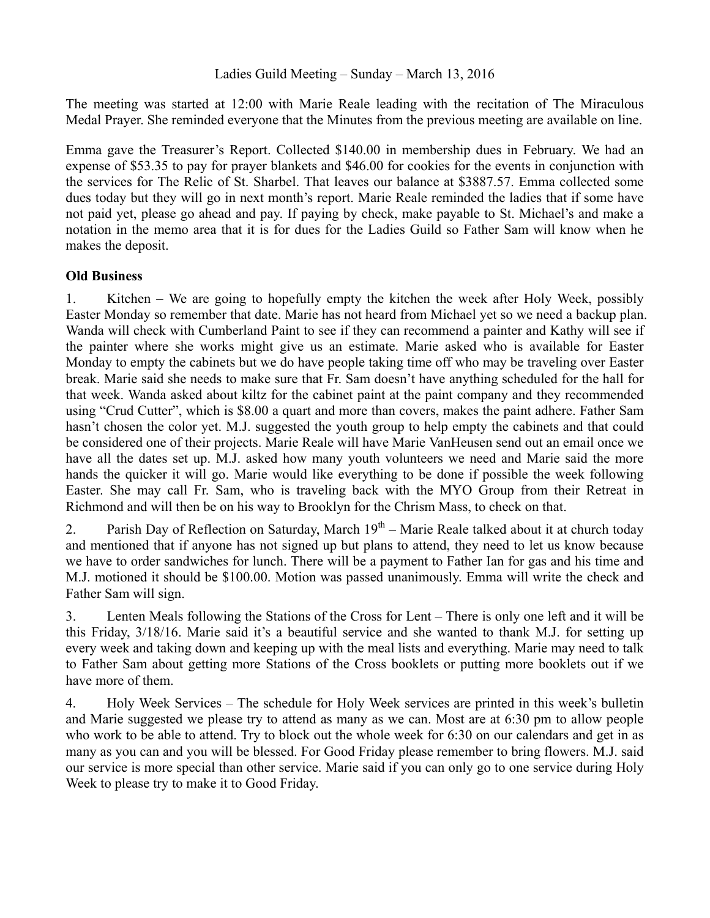Ladies Guild Meeting – Sunday – March 13, 2016

The meeting was started at 12:00 with Marie Reale leading with the recitation of The Miraculous Medal Prayer. She reminded everyone that the Minutes from the previous meeting are available on line.

Emma gave the Treasurer's Report. Collected $140.00 in membership dues in February. We had an expense of $53.35 to pay for prayer blankets and $46.00 for cookies for the events in conjunction with the services for The Relic of St. Sharbel. That leaves our balance at $3887.57. Emma collected some dues today but they will go in next month's report. Marie Reale reminded the ladies that if some have not paid yet, please go ahead and pay. If paying by check, make payable to St. Michael's and make a notation in the memo area that it is for dues for the Ladies Guild so Father Sam will know when he makes the deposit.

**Old Business**

1. Kitchen – We are going to hopefully empty the kitchen the week after Holy Week, possibly Easter Monday so remember that date. Marie has not heard from Michael yet so we need a backup plan. Wanda will check with Cumberland Paint to see if they can recommend a painter and Kathy will see if the painter where she works might give us an estimate. Marie asked who is available for Easter Monday to empty the cabinets but we do have people taking time off who may be traveling over Easter break. Marie said she needs to make sure that Fr. Sam doesn't have anything scheduled for the hall for that week. Wanda asked about kiltz for the cabinet paint at the paint company and they recommended using "Crud Cutter", which is $8.00 a quart and more than covers, makes the paint adhere. Father Sam hasn't chosen the color yet. M.J. suggested the youth group to help empty the cabinets and that could be considered one of their projects. Marie Reale will have Marie VanHeusen send out an email once we have all the dates set up. M.J. asked how many youth volunteers we need and Marie said the more hands the quicker it will go. Marie would like everything to be done if possible the week following Easter. She may call Fr. Sam, who is traveling back with the MYO Group from their Retreat in Richmond and will then be on his way to Brooklyn for the Chrism Mass, to check on that.

2. Parish Day of Reflection on Saturday, March 19th – Marie Reale talked about it at church today and mentioned that if anyone has not signed up but plans to attend, they need to let us know because we have to order sandwiches for lunch. There will be a payment to Father Ian for gas and his time and M.J. motioned it should be $100.00. Motion was passed unanimously. Emma will write the check and Father Sam will sign.

3. Lenten Meals following the Stations of the Cross for Lent – There is only one left and it will be this Friday, 3/18/16. Marie said it's a beautiful service and she wanted to thank M.J. for setting up every week and taking down and keeping up with the meal lists and everything. Marie may need to talk to Father Sam about getting more Stations of the Cross booklets or putting more booklets out if we have more of them.

4. Holy Week Services – The schedule for Holy Week services are printed in this week's bulletin and Marie suggested we please try to attend as many as we can. Most are at 6:30 pm to allow people who work to be able to attend. Try to block out the whole week for 6:30 on our calendars and get in as many as you can and you will be blessed. For Good Friday please remember to bring flowers. M.J. said our service is more special than other service. Marie said if you can only go to one service during Holy Week to please try to make it to Good Friday.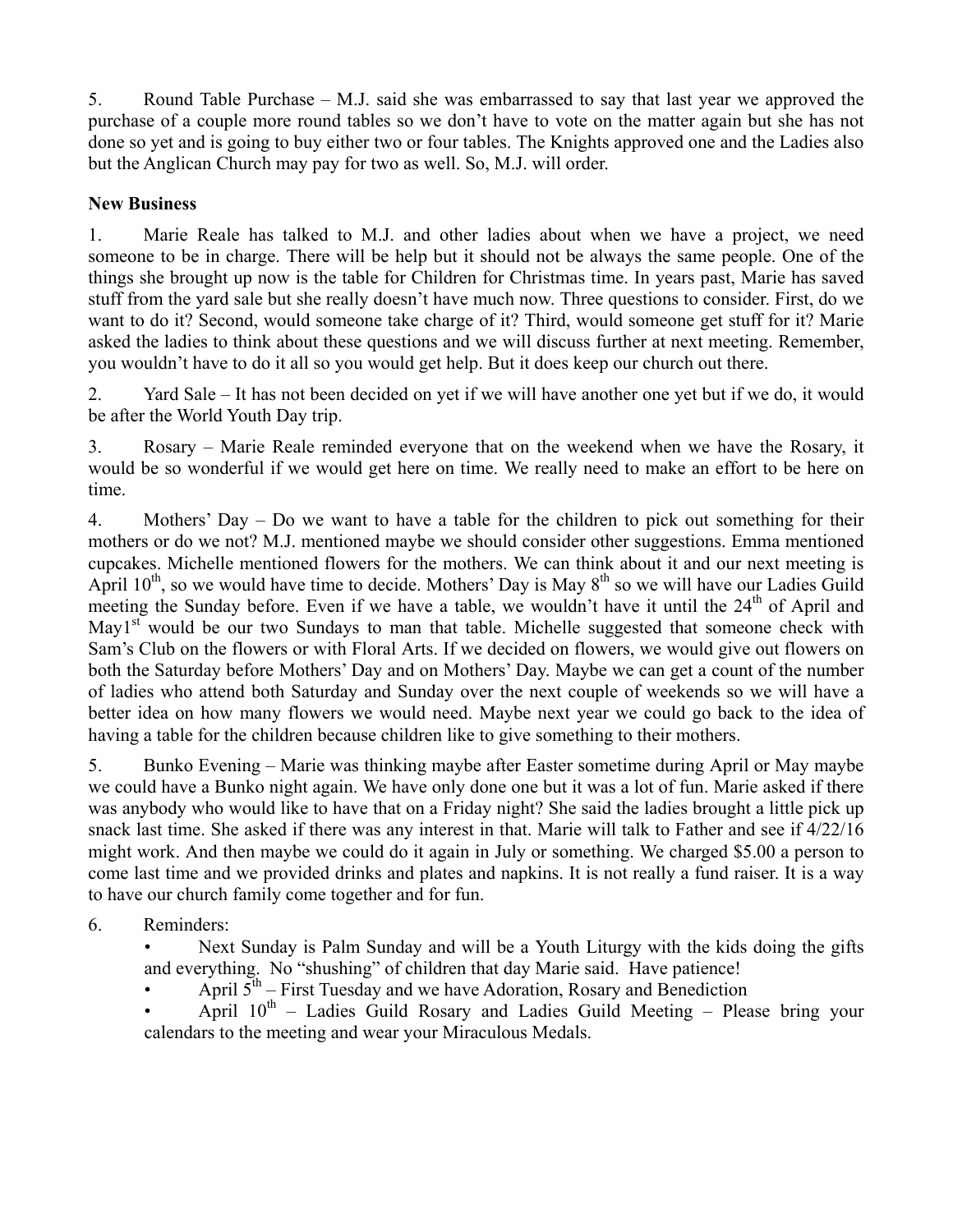5. Round Table Purchase – M.J. said she was embarrassed to say that last year we approved the purchase of a couple more round tables so we don't have to vote on the matter again but she has not done so yet and is going to buy either two or four tables. The Knights approved one and the Ladies also but the Anglican Church may pay for two as well. So, M.J. will order.

**New Business**

1. Marie Reale has talked to M.J. and other ladies about when we have a project, we need someone to be in charge. There will be help but it should not be always the same people. One of the things she brought up now is the table for Children for Christmas time. In years past, Marie has saved stuff from the yard sale but she really doesn't have much now. Three questions to consider. First, do we want to do it? Second, would someone take charge of it? Third, would someone get stuff for it? Marie asked the ladies to think about these questions and we will discuss further at next meeting. Remember, you wouldn't have to do it all so you would get help. But it does keep our church out there.

2. Yard Sale – It has not been decided on yet if we will have another one yet but if we do, it would be after the World Youth Day trip.

3. Rosary – Marie Reale reminded everyone that on the weekend when we have the Rosary, it would be so wonderful if we would get here on time. We really need to make an effort to be here on time.

4. Mothers' Day – Do we want to have a table for the children to pick out something for their mothers or do we not? M.J. mentioned maybe we should consider other suggestions. Emma mentioned cupcakes. Michelle mentioned flowers for the mothers. We can think about it and our next meeting is April 10th, so we would have time to decide. Mothers' Day is May 8th so we will have our Ladies Guild meeting the Sunday before. Even if we have a table, we wouldn't have it until the 24th of April and May1st would be our two Sundays to man that table. Michelle suggested that someone check with Sam's Club on the flowers or with Floral Arts. If we decided on flowers, we would give out flowers on both the Saturday before Mothers' Day and on Mothers' Day. Maybe we can get a count of the number of ladies who attend both Saturday and Sunday over the next couple of weekends so we will have a better idea on how many flowers we would need. Maybe next year we could go back to the idea of having a table for the children because children like to give something to their mothers.

5. Bunko Evening – Marie was thinking maybe after Easter sometime during April or May maybe we could have a Bunko night again. We have only done one but it was a lot of fun. Marie asked if there was anybody who would like to have that on a Friday night? She said the ladies brought a little pick up snack last time. She asked if there was any interest in that. Marie will talk to Father and see if 4/22/16 might work. And then maybe we could do it again in July or something. We charged $5.00 a person to come last time and we provided drinks and plates and napkins. It is not really a fund raiser. It is a way to have our church family come together and for fun.

6. Reminders:
   - Next Sunday is Palm Sunday and will be a Youth Liturgy with the kids doing the gifts and everything. No "shushing" of children that day Marie said. Have patience!
   - April 5th – First Tuesday and we have Adoration, Rosary and Benediction
   - April 10th – Ladies Guild Rosary and Ladies Guild Meeting – Please bring your calendars to the meeting and wear your Miraculous Medals.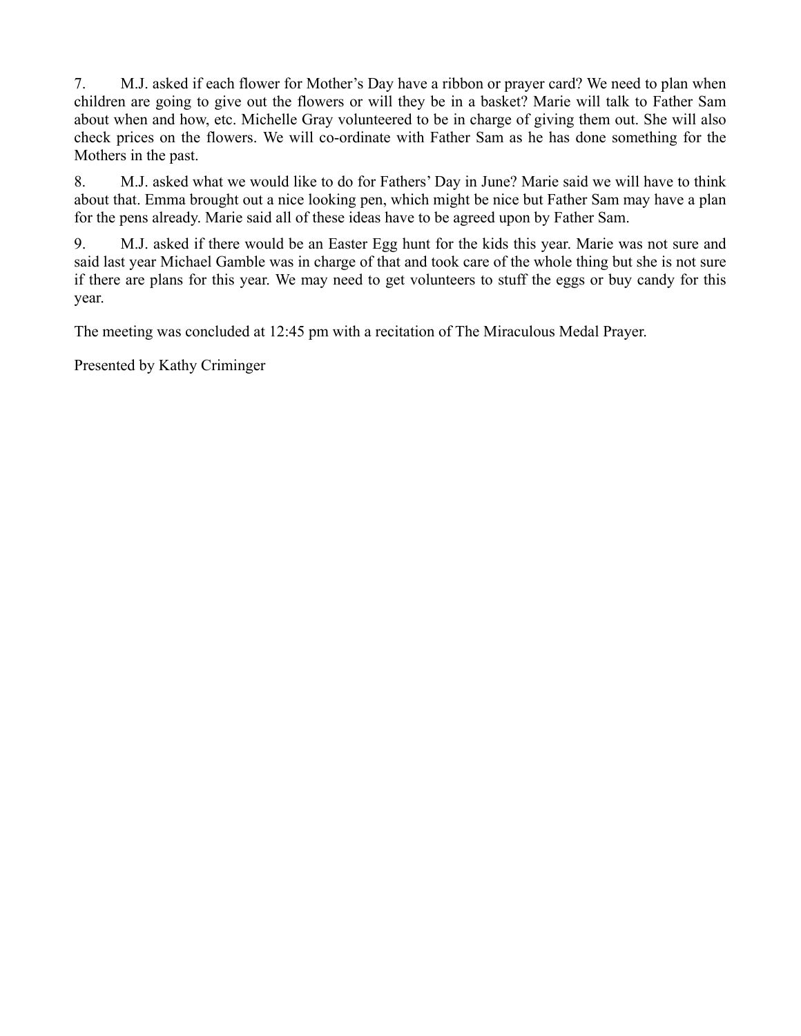7. M.J. asked if each flower for Mother's Day have a ribbon or prayer card? We need to plan when children are going to give out the flowers or will they be in a basket? Marie will talk to Father Sam about when and how, etc. Michelle Gray volunteered to be in charge of giving them out. She will also check prices on the flowers. We will co-ordinate with Father Sam as he has done something for the Mothers in the past.

8. M.J. asked what we would like to do for Fathers' Day in June? Marie said we will have to think about that. Emma brought out a nice looking pen, which might be nice but Father Sam may have a plan for the pens already. Marie said all of these ideas have to be agreed upon by Father Sam.

9. M.J. asked if there would be an Easter Egg hunt for the kids this year. Marie was not sure and said last year Michael Gamble was in charge of that and took care of the whole thing but she is not sure if there are plans for this year. We may need to get volunteers to stuff the eggs or buy candy for this year.

The meeting was concluded at 12:45 pm with a recitation of The Miraculous Medal Prayer.

Presented by Kathy Criminger